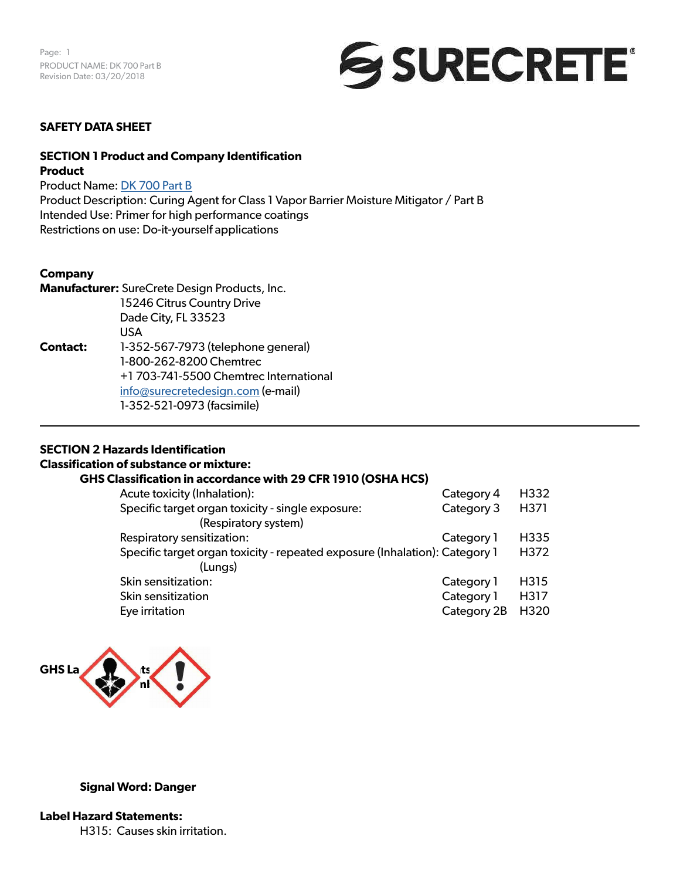# SAFETY DATA SHEET

## SECTION 1 Product and Company Identification

**Product**

Product Name: DK 700 Part B
Product Description: Curing Agent for Class 1 Vapor Barrier Moisture Mitigator / Part B
Intended Use: Primer for high performance coatings
Restrictions on use: Do-it-yourself applications

**Company**

**Manufacturer:** SureCrete Design Products, Inc.
15246 Citrus Country Drive
Dade City, FL 33523
USA

**Contact:** 1-352-567-7973 (telephone general)
1-800-262-8200 Chemtrec
+1 703-741-5500 Chemtrec International
info@surecretedesign.com (e-mail)
1-352-521-0973 (facsimile)

---

## SECTION 2 Hazards Identification

**Classification of substance or mixture:**

**GHS Classification in accordance with 29 CFR 1910 (OSHA HCS)**

| | | |
|---|---|---|
| Acute toxicity (Inhalation): | Category 4 | H332 |
| Specific target organ toxicity - single exposure: (Respiratory system) | Category 3 | H371 |
| Respiratory sensitization: | Category 1 | H335 |
| Specific target organ toxicity - repeated exposure (Inhalation): (Lungs) | Category 1 | H372 |
| Skin sensitization: | Category 1 | H315 |
| Skin sensitization | Category 1 | H317 |
| Eye irritation | Category 2B | H320 |

**GHS Label elements**

**Signal Word: Danger**

**Label Hazard Statements:**

H315: Causes skin irritation.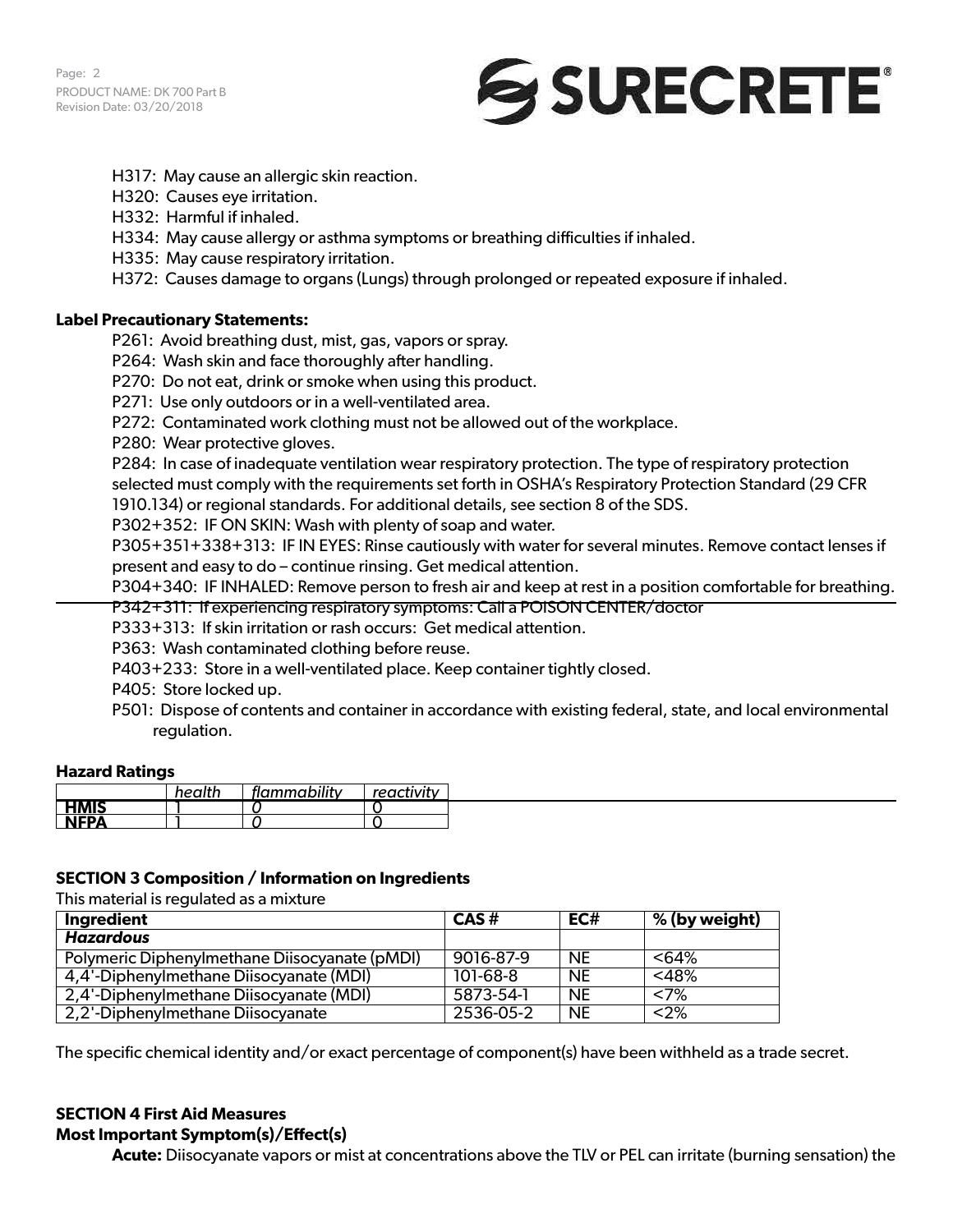H317: May cause an allergic skin reaction.
H320: Causes eye irritation.
H332: Harmful if inhaled.
H334: May cause allergy or asthma symptoms or breathing difficulties if inhaled.
H335: May cause respiratory irritation.
H372: Causes damage to organs (Lungs) through prolonged or repeated exposure if inhaled.

**Label Precautionary Statements:**

P261: Avoid breathing dust, mist, gas, vapors or spray.
P264: Wash skin and face thoroughly after handling.
P270: Do not eat, drink or smoke when using this product.
P271: Use only outdoors or in a well-ventilated area.
P272: Contaminated work clothing must not be allowed out of the workplace.
P280: Wear protective gloves.
P284: In case of inadequate ventilation wear respiratory protection. The type of respiratory protection selected must comply with the requirements set forth in OSHA's Respiratory Protection Standard (29 CFR 1910.134) or regional standards. For additional details, see section 8 of the SDS.
P302+352: IF ON SKIN: Wash with plenty of soap and water.
P305+351+338+313: IF IN EYES: Rinse cautiously with water for several minutes. Remove contact lenses if present and easy to do – continue rinsing. Get medical attention.
P304+340: IF INHALED: Remove person to fresh air and keep at rest in a position comfortable for breathing.
P342+311: If experiencing respiratory symptoms: Call a POISON CENTER/doctor
P333+313: If skin irritation or rash occurs: Get medical attention.
P363: Wash contaminated clothing before reuse.
P403+233: Store in a well-ventilated place. Keep container tightly closed.
P405: Store locked up.
P501: Dispose of contents and container in accordance with existing federal, state, and local environmental regulation.

**Hazard Ratings**

| | *health* | *flammability* | *reactivity* |
|---|---|---|---|
| **HMIS** | 1 | *0* | 0 |
| **NFPA** | 1 | *0* | 0 |

## SECTION 3 Composition / Information on Ingredients

This material is regulated as a mixture

| Ingredient | CAS # | EC# | % (by weight) |
|---|---|---|---|
| ***Hazardous*** | | | |
| Polymeric Diphenylmethane Diisocyanate (pMDI) | 9016-87-9 | NE | <64% |
| 4,4'-Diphenylmethane Diisocyanate (MDI) | 101-68-8 | NE | <48% |
| 2,4'-Diphenylmethane Diisocyanate (MDI) | 5873-54-1 | NE | <7% |
| 2,2'-Diphenylmethane Diisocyanate | 2536-05-2 | NE | <2% |

The specific chemical identity and/or exact percentage of component(s) have been withheld as a trade secret.

## SECTION 4 First Aid Measures

**Most Important Symptom(s)/Effect(s)**

**Acute:** Diisocyanate vapors or mist at concentrations above the TLV or PEL can irritate (burning sensation) the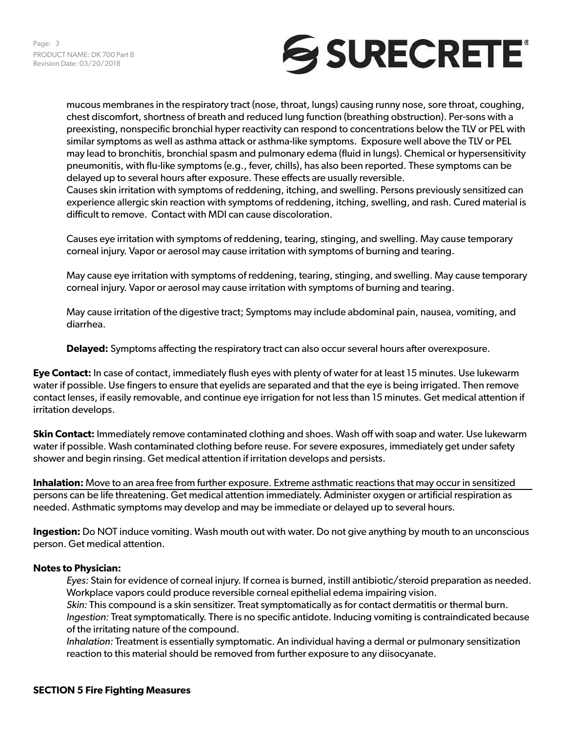mucous membranes in the respiratory tract (nose, throat, lungs) causing runny nose, sore throat, coughing, chest discomfort, shortness of breath and reduced lung function (breathing obstruction). Per-sons with a preexisting, nonspecific bronchial hyper reactivity can respond to concentrations below the TLV or PEL with similar symptoms as well as asthma attack or asthma-like symptoms. Exposure well above the TLV or PEL may lead to bronchitis, bronchial spasm and pulmonary edema (fluid in lungs). Chemical or hypersensitivity pneumonitis, with flu-like symptoms (e.g., fever, chills), has also been reported. These symptoms can be delayed up to several hours after exposure. These effects are usually reversible.
Causes skin irritation with symptoms of reddening, itching, and swelling. Persons previously sensitized can experience allergic skin reaction with symptoms of reddening, itching, swelling, and rash. Cured material is difficult to remove. Contact with MDI can cause discoloration.

Causes eye irritation with symptoms of reddening, tearing, stinging, and swelling. May cause temporary corneal injury. Vapor or aerosol may cause irritation with symptoms of burning and tearing.

May cause eye irritation with symptoms of reddening, tearing, stinging, and swelling. May cause temporary corneal injury. Vapor or aerosol may cause irritation with symptoms of burning and tearing.

May cause irritation of the digestive tract; Symptoms may include abdominal pain, nausea, vomiting, and diarrhea.

**Delayed:** Symptoms affecting the respiratory tract can also occur several hours after overexposure.

**Eye Contact:** In case of contact, immediately flush eyes with plenty of water for at least 15 minutes. Use lukewarm water if possible. Use fingers to ensure that eyelids are separated and that the eye is being irrigated. Then remove contact lenses, if easily removable, and continue eye irrigation for not less than 15 minutes. Get medical attention if irritation develops.

**Skin Contact:** Immediately remove contaminated clothing and shoes. Wash off with soap and water. Use lukewarm water if possible. Wash contaminated clothing before reuse. For severe exposures, immediately get under safety shower and begin rinsing. Get medical attention if irritation develops and persists.

**Inhalation:** Move to an area free from further exposure. Extreme asthmatic reactions that may occur in sensitized persons can be life threatening. Get medical attention immediately. Administer oxygen or artificial respiration as needed. Asthmatic symptoms may develop and may be immediate or delayed up to several hours.

**Ingestion:** Do NOT induce vomiting. Wash mouth out with water. Do not give anything by mouth to an unconscious person. Get medical attention.

**Notes to Physician:**

*Eyes:* Stain for evidence of corneal injury. If cornea is burned, instill antibiotic/steroid preparation as needed. Workplace vapors could produce reversible corneal epithelial edema impairing vision.
*Skin:* This compound is a skin sensitizer. Treat symptomatically as for contact dermatitis or thermal burn.
*Ingestion:* Treat symptomatically. There is no specific antidote. Inducing vomiting is contraindicated because of the irritating nature of the compound.
*Inhalation:* Treatment is essentially symptomatic. An individual having a dermal or pulmonary sensitization reaction to this material should be removed from further exposure to any diisocyanate.

## SECTION 5 Fire Fighting Measures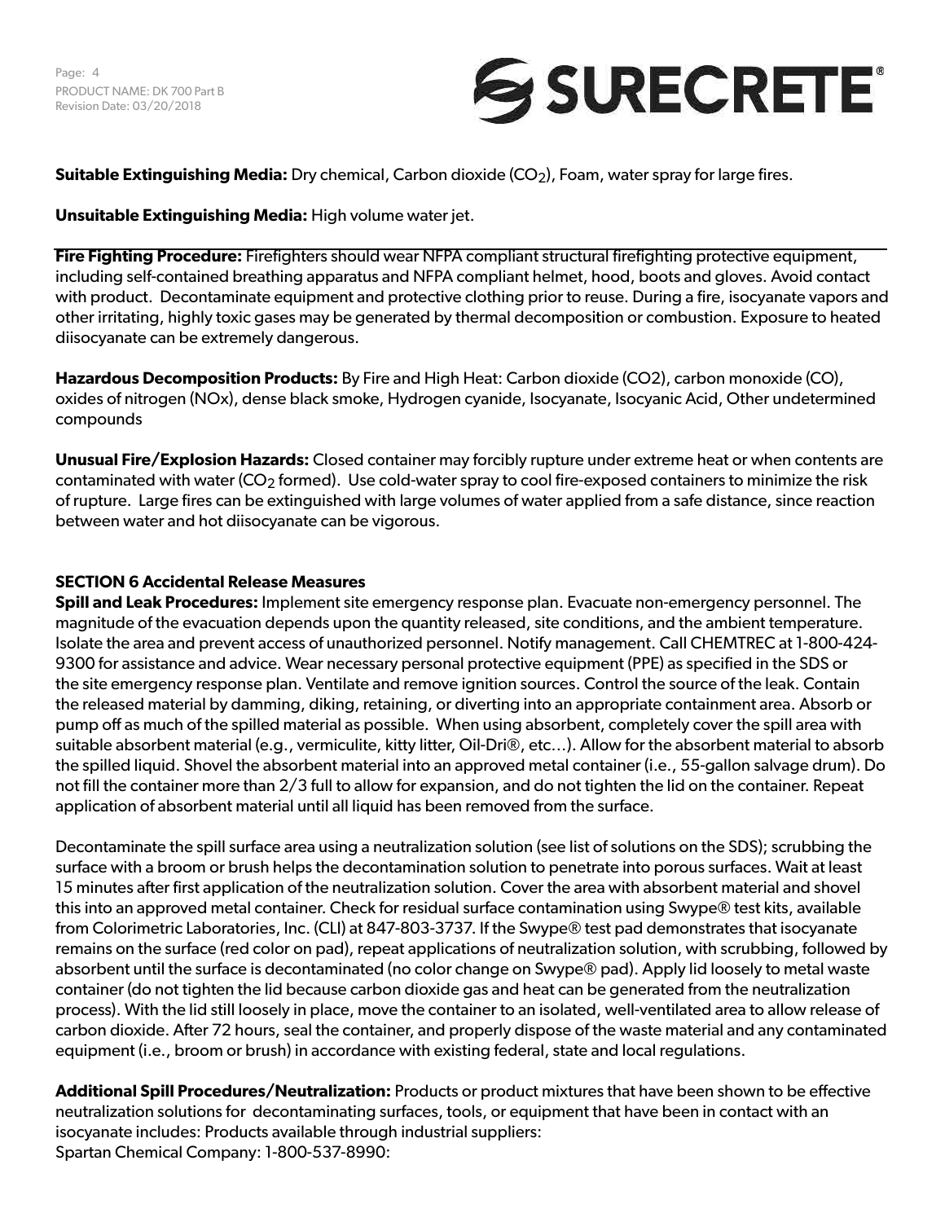**Suitable Extinguishing Media:** Dry chemical, Carbon dioxide ($CO_2$), Foam, water spray for large fires.

**Unsuitable Extinguishing Media:** High volume water jet.

**Fire Fighting Procedure:** Firefighters should wear NFPA compliant structural firefighting protective equipment, including self-contained breathing apparatus and NFPA compliant helmet, hood, boots and gloves. Avoid contact with product. Decontaminate equipment and protective clothing prior to reuse. During a fire, isocyanate vapors and other irritating, highly toxic gases may be generated by thermal decomposition or combustion. Exposure to heated diisocyanate can be extremely dangerous.

**Hazardous Decomposition Products:** By Fire and High Heat: Carbon dioxide ($CO_2$), carbon monoxide (CO), oxides of nitrogen (NOx), dense black smoke, Hydrogen cyanide, Isocyanate, Isocyanic Acid, Other undetermined compounds

**Unusual Fire/Explosion Hazards:** Closed container may forcibly rupture under extreme heat or when contents are contaminated with water ($CO_2$ formed). Use cold-water spray to cool fire-exposed containers to minimize the risk of rupture. Large fires can be extinguished with large volumes of water applied from a safe distance, since reaction between water and hot diisocyanate can be vigorous.

## SECTION 6 Accidental Release Measures

**Spill and Leak Procedures:** Implement site emergency response plan. Evacuate non-emergency personnel. The magnitude of the evacuation depends upon the quantity released, site conditions, and the ambient temperature. Isolate the area and prevent access of unauthorized personnel. Notify management. Call CHEMTREC at 1-800-424-9300 for assistance and advice. Wear necessary personal protective equipment (PPE) as specified in the SDS or the site emergency response plan. Ventilate and remove ignition sources. Control the source of the leak. Contain the released material by damming, diking, retaining, or diverting into an appropriate containment area. Absorb or pump off as much of the spilled material as possible. When using absorbent, completely cover the spill area with suitable absorbent material (e.g., vermiculite, kitty litter, Oil-Dri®, etc…). Allow for the absorbent material to absorb the spilled liquid. Shovel the absorbent material into an approved metal container (i.e., 55-gallon salvage drum). Do not fill the container more than 2/3 full to allow for expansion, and do not tighten the lid on the container. Repeat application of absorbent material until all liquid has been removed from the surface.

Decontaminate the spill surface area using a neutralization solution (see list of solutions on the SDS); scrubbing the surface with a broom or brush helps the decontamination solution to penetrate into porous surfaces. Wait at least 15 minutes after first application of the neutralization solution. Cover the area with absorbent material and shovel this into an approved metal container. Check for residual surface contamination using Swype® test kits, available from Colorimetric Laboratories, Inc. (CLI) at 847-803-3737. If the Swype® test pad demonstrates that isocyanate remains on the surface (red color on pad), repeat applications of neutralization solution, with scrubbing, followed by absorbent until the surface is decontaminated (no color change on Swype® pad). Apply lid loosely to metal waste container (do not tighten the lid because carbon dioxide gas and heat can be generated from the neutralization process). With the lid still loosely in place, move the container to an isolated, well-ventilated area to allow release of carbon dioxide. After 72 hours, seal the container, and properly dispose of the waste material and any contaminated equipment (i.e., broom or brush) in accordance with existing federal, state and local regulations.

**Additional Spill Procedures/Neutralization:** Products or product mixtures that have been shown to be effective neutralization solutions for decontaminating surfaces, tools, or equipment that have been in contact with an isocyanate includes: Products available through industrial suppliers:
Spartan Chemical Company: 1-800-537-8990: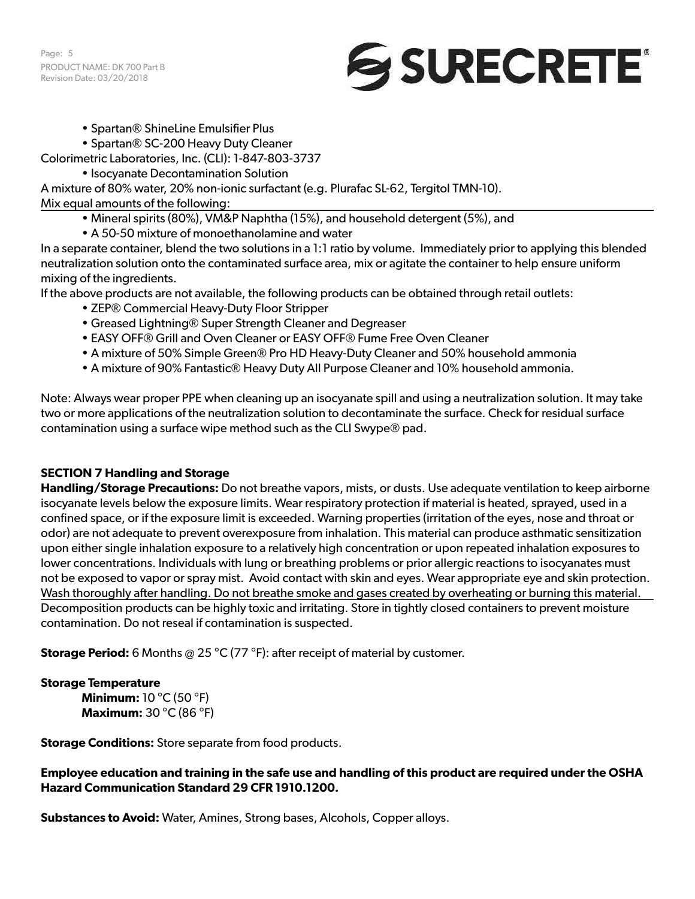- Spartan® ShineLine Emulsifier Plus
- Spartan® SC-200 Heavy Duty Cleaner

Colorimetric Laboratories, Inc. (CLI): 1-847-803-3737

- Isocyanate Decontamination Solution

A mixture of 80% water, 20% non-ionic surfactant (e.g. Plurafac SL-62, Tergitol TMN-10).

Mix equal amounts of the following:

- Mineral spirits (80%), VM&P Naphtha (15%), and household detergent (5%), and
- A 50-50 mixture of monoethanolamine and water

In a separate container, blend the two solutions in a 1:1 ratio by volume. Immediately prior to applying this blended neutralization solution onto the contaminated surface area, mix or agitate the container to help ensure uniform mixing of the ingredients.

If the above products are not available, the following products can be obtained through retail outlets:

- ZEP® Commercial Heavy-Duty Floor Stripper
- Greased Lightning® Super Strength Cleaner and Degreaser
- EASY OFF® Grill and Oven Cleaner or EASY OFF® Fume Free Oven Cleaner
- A mixture of 50% Simple Green® Pro HD Heavy-Duty Cleaner and 50% household ammonia
- A mixture of 90% Fantastic® Heavy Duty All Purpose Cleaner and 10% household ammonia.

Note: Always wear proper PPE when cleaning up an isocyanate spill and using a neutralization solution. It may take two or more applications of the neutralization solution to decontaminate the surface. Check for residual surface contamination using a surface wipe method such as the CLI Swype® pad.

## SECTION 7 Handling and Storage

**Handling/Storage Precautions:** Do not breathe vapors, mists, or dusts. Use adequate ventilation to keep airborne isocyanate levels below the exposure limits. Wear respiratory protection if material is heated, sprayed, used in a confined space, or if the exposure limit is exceeded. Warning properties (irritation of the eyes, nose and throat or odor) are not adequate to prevent overexposure from inhalation. This material can produce asthmatic sensitization upon either single inhalation exposure to a relatively high concentration or upon repeated inhalation exposures to lower concentrations. Individuals with lung or breathing problems or prior allergic reactions to isocyanates must not be exposed to vapor or spray mist. Avoid contact with skin and eyes. Wear appropriate eye and skin protection. Wash thoroughly after handling. Do not breathe smoke and gases created by overheating or burning this material. Decomposition products can be highly toxic and irritating. Store in tightly closed containers to prevent moisture contamination. Do not reseal if contamination is suspected.

**Storage Period:** 6 Months @ 25 °C (77 °F): after receipt of material by customer.

**Storage Temperature**

**Minimum:** 10 °C (50 °F)
**Maximum:** 30 °C (86 °F)

**Storage Conditions:** Store separate from food products.

**Employee education and training in the safe use and handling of this product are required under the OSHA Hazard Communication Standard 29 CFR 1910.1200.**

**Substances to Avoid:** Water, Amines, Strong bases, Alcohols, Copper alloys.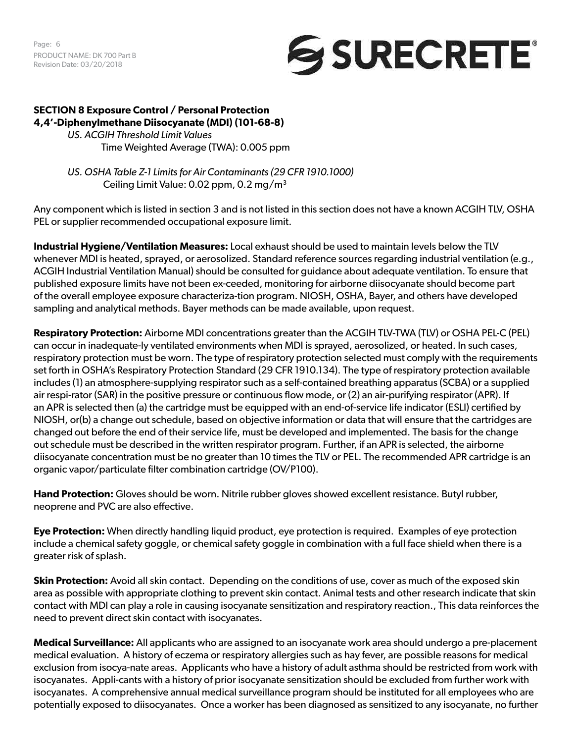**SECTION 8 Exposure Control / Personal Protection**

**4,4'-Diphenylmethane Diisocyanate (MDI) (101-68-8)**

*US. ACGIH Threshold Limit Values*

Time Weighted Average (TWA): 0.005 ppm

*US. OSHA Table Z-1 Limits for Air Contaminants (29 CFR 1910.1000)*

Ceiling Limit Value: 0.02 ppm, 0.2 $mg/m^3$

Any component which is listed in section 3 and is not listed in this section does not have a known ACGIH TLV, OSHA PEL or supplier recommended occupational exposure limit.

**Industrial Hygiene/Ventilation Measures:** Local exhaust should be used to maintain levels below the TLV whenever MDI is heated, sprayed, or aerosolized. Standard reference sources regarding industrial ventilation (e.g., ACGIH Industrial Ventilation Manual) should be consulted for guidance about adequate ventilation. To ensure that published exposure limits have not been ex-ceeded, monitoring for airborne diisocyanate should become part of the overall employee exposure characteriza-tion program. NIOSH, OSHA, Bayer, and others have developed sampling and analytical methods. Bayer methods can be made available, upon request.

**Respiratory Protection:** Airborne MDI concentrations greater than the ACGIH TLV-TWA (TLV) or OSHA PEL-C (PEL) can occur in inadequate-ly ventilated environments when MDI is sprayed, aerosolized, or heated. In such cases, respiratory protection must be worn. The type of respiratory protection selected must comply with the requirements set forth in OSHA's Respiratory Protection Standard (29 CFR 1910.134). The type of respiratory protection available includes (1) an atmosphere-supplying respirator such as a self-contained breathing apparatus (SCBA) or a supplied air respi-rator (SAR) in the positive pressure or continuous flow mode, or (2) an air-purifying respirator (APR). If an APR is selected then (a) the cartridge must be equipped with an end-of-service life indicator (ESLI) certified by NIOSH, or(b) a change out schedule, based on objective information or data that will ensure that the cartridges are changed out before the end of their service life, must be developed and implemented. The basis for the change out schedule must be described in the written respirator program. Further, if an APR is selected, the airborne diisocyanate concentration must be no greater than 10 times the TLV or PEL. The recommended APR cartridge is an organic vapor/particulate filter combination cartridge (OV/P100).

**Hand Protection:** Gloves should be worn. Nitrile rubber gloves showed excellent resistance. Butyl rubber, neoprene and PVC are also effective.

**Eye Protection:** When directly handling liquid product, eye protection is required. Examples of eye protection include a chemical safety goggle, or chemical safety goggle in combination with a full face shield when there is a greater risk of splash.

**Skin Protection:** Avoid all skin contact. Depending on the conditions of use, cover as much of the exposed skin area as possible with appropriate clothing to prevent skin contact. Animal tests and other research indicate that skin contact with MDI can play a role in causing isocyanate sensitization and respiratory reaction., This data reinforces the need to prevent direct skin contact with isocyanates.

**Medical Surveillance:** All applicants who are assigned to an isocyanate work area should undergo a pre-placement medical evaluation. A history of eczema or respiratory allergies such as hay fever, are possible reasons for medical exclusion from isocya-nate areas. Applicants who have a history of adult asthma should be restricted from work with isocyanates. Appli-cants with a history of prior isocyanate sensitization should be excluded from further work with isocyanates. A comprehensive annual medical surveillance program should be instituted for all employees who are potentially exposed to diisocyanates. Once a worker has been diagnosed as sensitized to any isocyanate, no further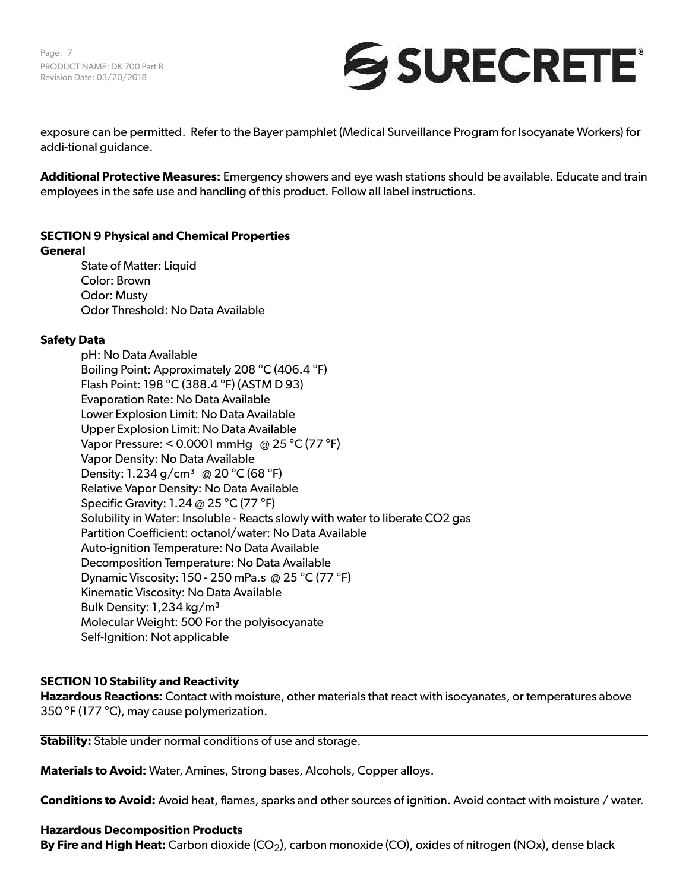exposure can be permitted. Refer to the Bayer pamphlet (Medical Surveillance Program for Isocyanate Workers) for addi-tional guidance.

**Additional Protective Measures:** Emergency showers and eye wash stations should be available. Educate and train employees in the safe use and handling of this product. Follow all label instructions.

## SECTION 9 Physical and Chemical Properties

### General

State of Matter: Liquid
Color: Brown
Odor: Musty
Odor Threshold: No Data Available

### Safety Data

pH: No Data Available
Boiling Point: Approximately 208 °C (406.4 °F)
Flash Point: 198 °C (388.4 °F) (ASTM D 93)
Evaporation Rate: No Data Available
Lower Explosion Limit: No Data Available
Upper Explosion Limit: No Data Available
Vapor Pressure: < 0.0001 mmHg @ 25 °C (77 °F)
Vapor Density: No Data Available
Density: 1.234 g/cm³ @ 20 °C (68 °F)
Relative Vapor Density: No Data Available
Specific Gravity: 1.24 @ 25 °C (77 °F)
Solubility in Water: Insoluble - Reacts slowly with water to liberate CO2 gas
Partition Coefficient: octanol/water: No Data Available
Auto-ignition Temperature: No Data Available
Decomposition Temperature: No Data Available
Dynamic Viscosity: 150 - 250 mPa.s @ 25 °C (77 °F)
Kinematic Viscosity: No Data Available
Bulk Density: 1,234 kg/m³
Molecular Weight: 500 For the polyisocyanate
Self-Ignition: Not applicable

## SECTION 10 Stability and Reactivity

**Hazardous Reactions:** Contact with moisture, other materials that react with isocyanates, or temperatures above 350 °F (177 °C), may cause polymerization.

**Stability:** Stable under normal conditions of use and storage.

**Materials to Avoid:** Water, Amines, Strong bases, Alcohols, Copper alloys.

**Conditions to Avoid:** Avoid heat, flames, sparks and other sources of ignition. Avoid contact with moisture / water.

### Hazardous Decomposition Products

**By Fire and High Heat:** Carbon dioxide ($CO_2$), carbon monoxide (CO), oxides of nitrogen (NOx), dense black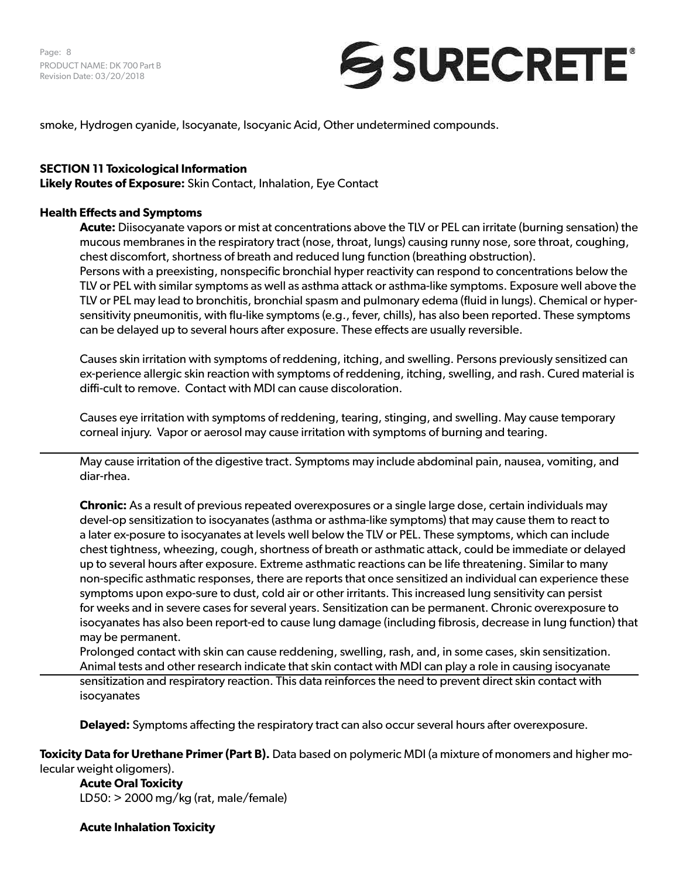smoke, Hydrogen cyanide, Isocyanate, Isocyanic Acid, Other undetermined compounds.

## SECTION 11 Toxicological Information

**Likely Routes of Exposure:** Skin Contact, Inhalation, Eye Contact

### Health Effects and Symptoms

**Acute:** Diisocyanate vapors or mist at concentrations above the TLV or PEL can irritate (burning sensation) the mucous membranes in the respiratory tract (nose, throat, lungs) causing runny nose, sore throat, coughing, chest discomfort, shortness of breath and reduced lung function (breathing obstruction).
Persons with a preexisting, nonspecific bronchial hyper reactivity can respond to concentrations below the TLV or PEL with similar symptoms as well as asthma attack or asthma-like symptoms. Exposure well above the TLV or PEL may lead to bronchitis, bronchial spasm and pulmonary edema (fluid in lungs). Chemical or hypersensitivity pneumonitis, with flu-like symptoms (e.g., fever, chills), has also been reported. These symptoms can be delayed up to several hours after exposure. These effects are usually reversible.

Causes skin irritation with symptoms of reddening, itching, and swelling. Persons previously sensitized can ex-perience allergic skin reaction with symptoms of reddening, itching, swelling, and rash. Cured material is diffi-cult to remove. Contact with MDI can cause discoloration.

Causes eye irritation with symptoms of reddening, tearing, stinging, and swelling. May cause temporary corneal injury. Vapor or aerosol may cause irritation with symptoms of burning and tearing.

May cause irritation of the digestive tract. Symptoms may include abdominal pain, nausea, vomiting, and diar-rhea.

**Chronic:** As a result of previous repeated overexposures or a single large dose, certain individuals may devel-op sensitization to isocyanates (asthma or asthma-like symptoms) that may cause them to react to a later ex-posure to isocyanates at levels well below the TLV or PEL. These symptoms, which can include chest tightness, wheezing, cough, shortness of breath or asthmatic attack, could be immediate or delayed up to several hours after exposure. Extreme asthmatic reactions can be life threatening. Similar to many non-specific asthmatic responses, there are reports that once sensitized an individual can experience these symptoms upon expo-sure to dust, cold air or other irritants. This increased lung sensitivity can persist for weeks and in severe cases for several years. Sensitization can be permanent. Chronic overexposure to isocyanates has also been report-ed to cause lung damage (including fibrosis, decrease in lung function) that may be permanent.
Prolonged contact with skin can cause reddening, swelling, rash, and, in some cases, skin sensitization. Animal tests and other research indicate that skin contact with MDI can play a role in causing isocyanate sensitization and respiratory reaction. This data reinforces the need to prevent direct skin contact with isocyanates

**Delayed:** Symptoms affecting the respiratory tract can also occur several hours after overexposure.

**Toxicity Data for Urethane Primer (Part B).** Data based on polymeric MDI (a mixture of monomers and higher molecular weight oligomers).

**Acute Oral Toxicity**
LD50: > 2000 mg/kg (rat, male/female)

**Acute Inhalation Toxicity**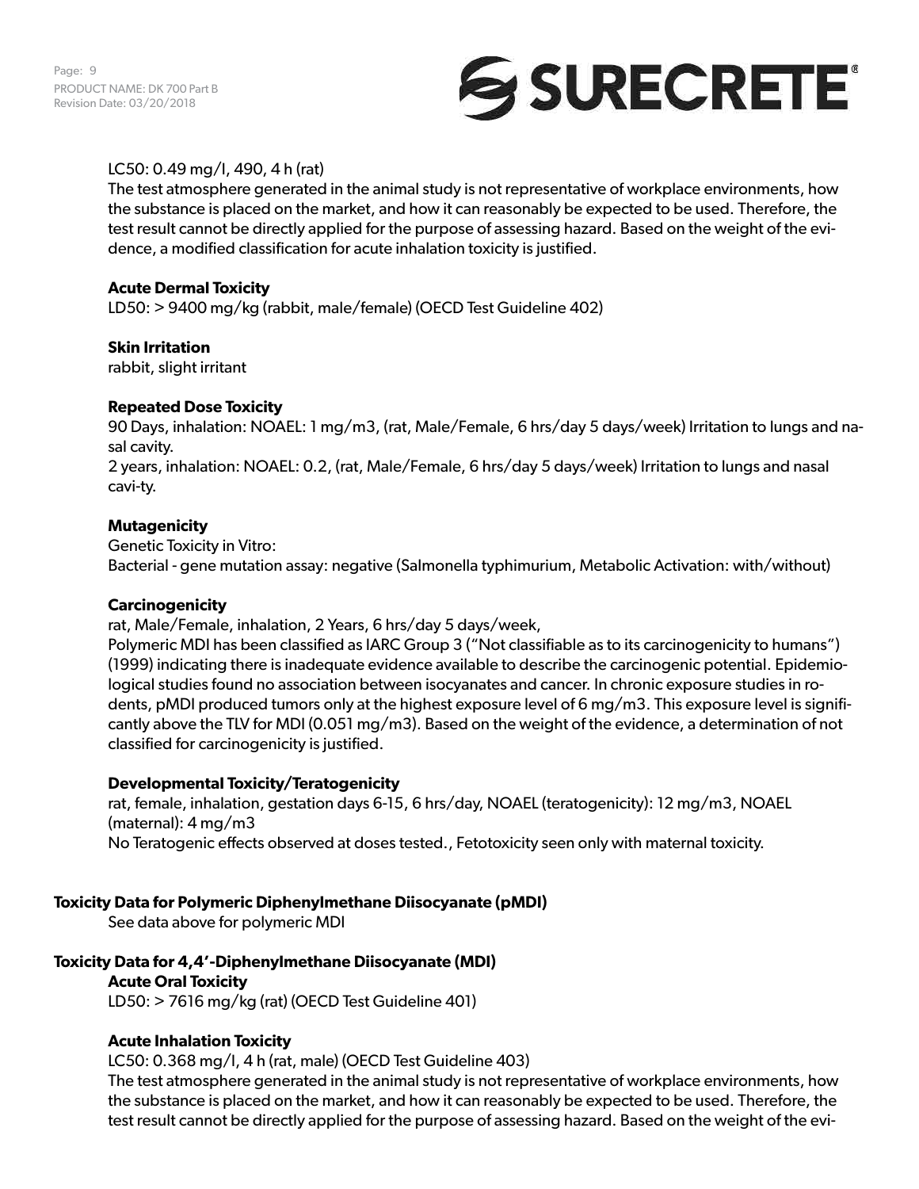LC50: 0.49 mg/l, 490, 4 h (rat)

The test atmosphere generated in the animal study is not representative of workplace environments, how the substance is placed on the market, and how it can reasonably be expected to be used. Therefore, the test result cannot be directly applied for the purpose of assessing hazard. Based on the weight of the evidence, a modified classification for acute inhalation toxicity is justified.

**Acute Dermal Toxicity**

LD50: > 9400 mg/kg (rabbit, male/female) (OECD Test Guideline 402)

**Skin Irritation**

rabbit, slight irritant

**Repeated Dose Toxicity**

90 Days, inhalation: NOAEL: 1 mg/m3, (rat, Male/Female, 6 hrs/day 5 days/week) Irritation to lungs and nasal cavity.

2 years, inhalation: NOAEL: 0.2, (rat, Male/Female, 6 hrs/day 5 days/week) Irritation to lungs and nasal cavi-ty.

**Mutagenicity**

Genetic Toxicity in Vitro:

Bacterial - gene mutation assay: negative (Salmonella typhimurium, Metabolic Activation: with/without)

**Carcinogenicity**

rat, Male/Female, inhalation, 2 Years, 6 hrs/day 5 days/week,

Polymeric MDI has been classified as IARC Group 3 ("Not classifiable as to its carcinogenicity to humans") (1999) indicating there is inadequate evidence available to describe the carcinogenic potential. Epidemiological studies found no association between isocyanates and cancer. In chronic exposure studies in rodents, pMDI produced tumors only at the highest exposure level of 6 mg/m3. This exposure level is significantly above the TLV for MDI (0.051 mg/m3). Based on the weight of the evidence, a determination of not classified for carcinogenicity is justified.

**Developmental Toxicity/Teratogenicity**

rat, female, inhalation, gestation days 6-15, 6 hrs/day, NOAEL (teratogenicity): 12 mg/m3, NOAEL (maternal): 4 mg/m3

No Teratogenic effects observed at doses tested., Fetotoxicity seen only with maternal toxicity.

**Toxicity Data for Polymeric Diphenylmethane Diisocyanate (pMDI)**

See data above for polymeric MDI

**Toxicity Data for 4,4'-Diphenylmethane Diisocyanate (MDI)**

**Acute Oral Toxicity**

LD50: > 7616 mg/kg (rat) (OECD Test Guideline 401)

**Acute Inhalation Toxicity**

LC50: 0.368 mg/l, 4 h (rat, male) (OECD Test Guideline 403)

The test atmosphere generated in the animal study is not representative of workplace environments, how the substance is placed on the market, and how it can reasonably be expected to be used. Therefore, the test result cannot be directly applied for the purpose of assessing hazard. Based on the weight of the evi-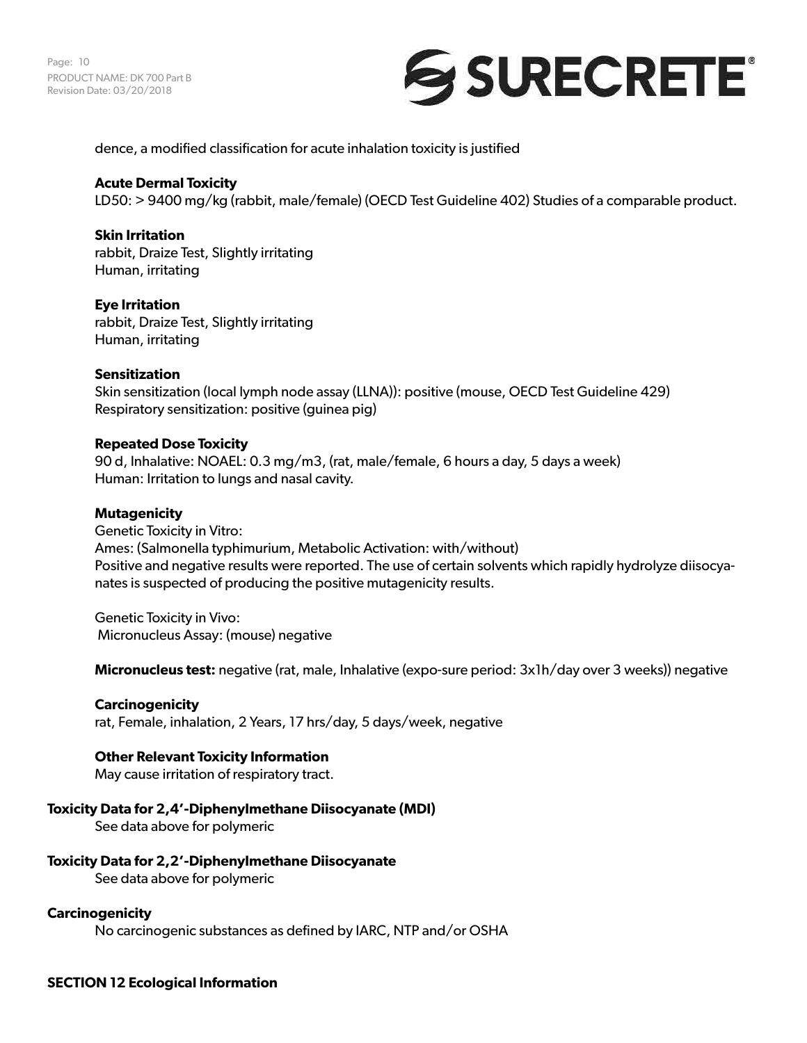dence, a modified classification for acute inhalation toxicity is justified

**Acute Dermal Toxicity**
LD50: > 9400 mg/kg (rabbit, male/female) (OECD Test Guideline 402) Studies of a comparable product.

**Skin Irritation**
rabbit, Draize Test, Slightly irritating
Human, irritating

**Eye Irritation**
rabbit, Draize Test, Slightly irritating
Human, irritating

**Sensitization**
Skin sensitization (local lymph node assay (LLNA)): positive (mouse, OECD Test Guideline 429)
Respiratory sensitization: positive (guinea pig)

**Repeated Dose Toxicity**
90 d, Inhalative: NOAEL: 0.3 mg/m3, (rat, male/female, 6 hours a day, 5 days a week)
Human: Irritation to lungs and nasal cavity.

**Mutagenicity**
Genetic Toxicity in Vitro:
Ames: (Salmonella typhimurium, Metabolic Activation: with/without)
Positive and negative results were reported. The use of certain solvents which rapidly hydrolyze diisocyanates is suspected of producing the positive mutagenicity results.

Genetic Toxicity in Vivo:
Micronucleus Assay: (mouse) negative

**Micronucleus test:** negative (rat, male, Inhalative (expo-sure period: 3x1h/day over 3 weeks)) negative

**Carcinogenicity**
rat, Female, inhalation, 2 Years, 17 hrs/day, 5 days/week, negative

**Other Relevant Toxicity Information**
May cause irritation of respiratory tract.

**Toxicity Data for 2,4'-Diphenylmethane Diisocyanate (MDI)**
See data above for polymeric

**Toxicity Data for 2,2'-Diphenylmethane Diisocyanate**
See data above for polymeric

**Carcinogenicity**
No carcinogenic substances as defined by IARC, NTP and/or OSHA

## SECTION 12 Ecological Information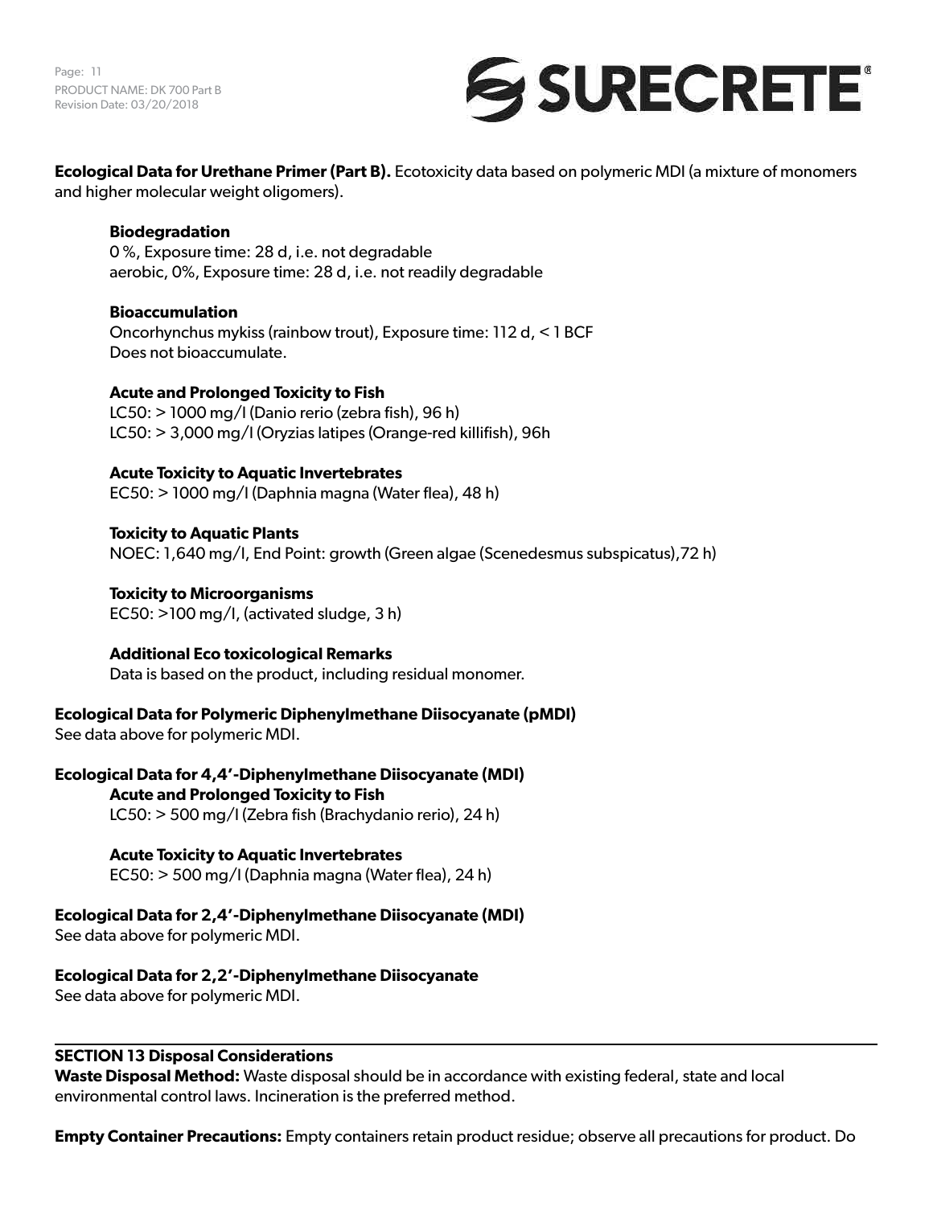**Ecological Data for Urethane Primer (Part B).** Ecotoxicity data based on polymeric MDI (a mixture of monomers and higher molecular weight oligomers).

**Biodegradation**
0 %, Exposure time: 28 d, i.e. not degradable
aerobic, 0%, Exposure time: 28 d, i.e. not readily degradable

**Bioaccumulation**
Oncorhynchus mykiss (rainbow trout), Exposure time: 112 d, < 1 BCF
Does not bioaccumulate.

**Acute and Prolonged Toxicity to Fish**
LC50: > 1000 mg/l (Danio rerio (zebra fish), 96 h)
LC50: > 3,000 mg/l (Oryzias latipes (Orange-red killifish), 96h

**Acute Toxicity to Aquatic Invertebrates**
EC50: > 1000 mg/l (Daphnia magna (Water flea), 48 h)

**Toxicity to Aquatic Plants**
NOEC: 1,640 mg/l, End Point: growth (Green algae (Scenedesmus subspicatus),72 h)

**Toxicity to Microorganisms**
EC50: >100 mg/l, (activated sludge, 3 h)

**Additional Eco toxicological Remarks**
Data is based on the product, including residual monomer.

**Ecological Data for Polymeric Diphenylmethane Diisocyanate (pMDI)**
See data above for polymeric MDI.

**Ecological Data for 4,4'-Diphenylmethane Diisocyanate (MDI)**

**Acute and Prolonged Toxicity to Fish**
LC50: > 500 mg/l (Zebra fish (Brachydanio rerio), 24 h)

**Acute Toxicity to Aquatic Invertebrates**
EC50: > 500 mg/l (Daphnia magna (Water flea), 24 h)

**Ecological Data for 2,4'-Diphenylmethane Diisocyanate (MDI)**
See data above for polymeric MDI.

**Ecological Data for 2,2'-Diphenylmethane Diisocyanate**
See data above for polymeric MDI.

## SECTION 13 Disposal Considerations

**Waste Disposal Method:** Waste disposal should be in accordance with existing federal, state and local environmental control laws. Incineration is the preferred method.

**Empty Container Precautions:** Empty containers retain product residue; observe all precautions for product. Do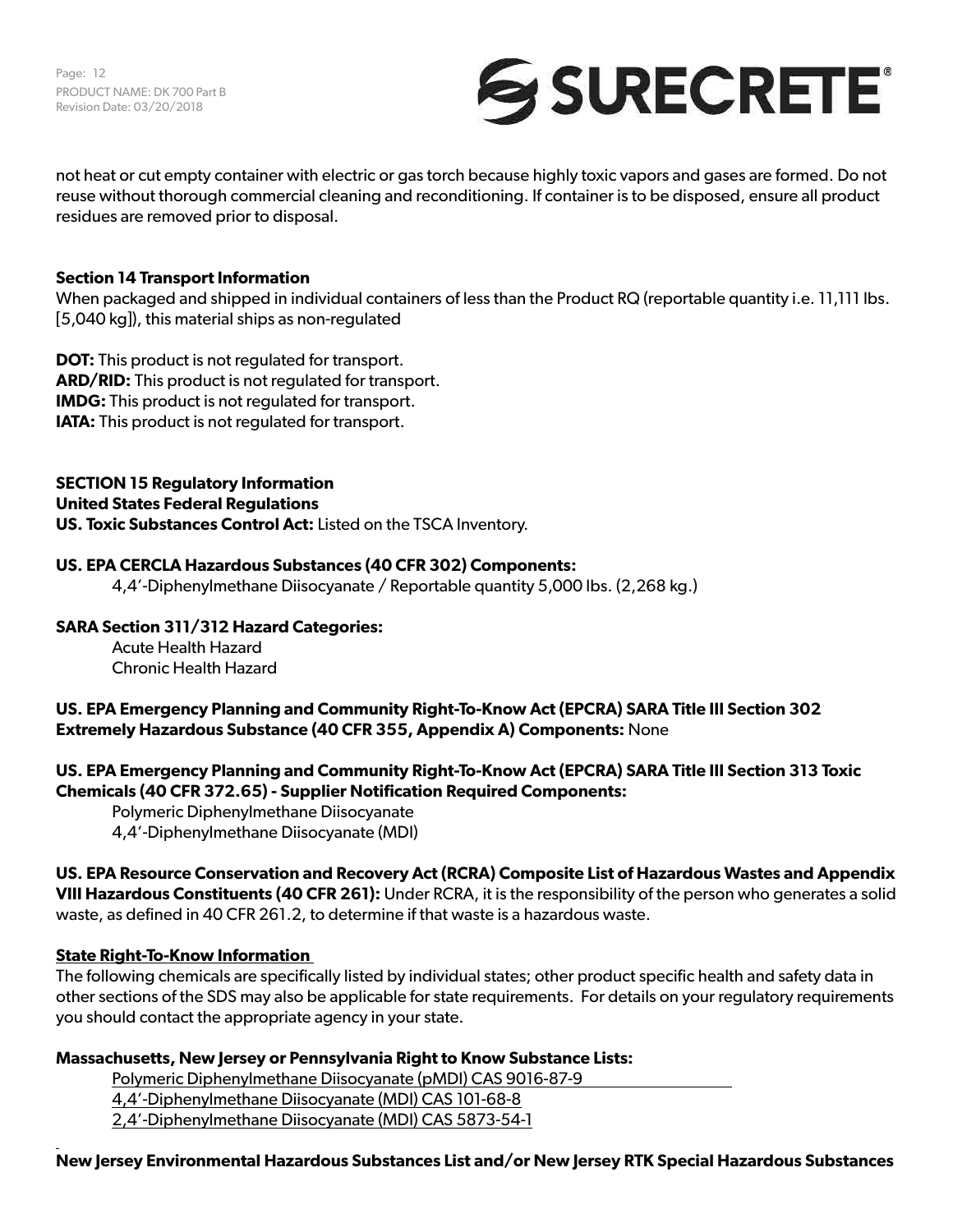not heat or cut empty container with electric or gas torch because highly toxic vapors and gases are formed. Do not reuse without thorough commercial cleaning and reconditioning. If container is to be disposed, ensure all product residues are removed prior to disposal.

**Section 14 Transport Information**

When packaged and shipped in individual containers of less than the Product RQ (reportable quantity i.e. 11,111 lbs. [5,040 kg]), this material ships as non-regulated

**DOT:** This product is not regulated for transport.
**ARD/RID:** This product is not regulated for transport.
**IMDG:** This product is not regulated for transport.
**IATA:** This product is not regulated for transport.

**SECTION 15 Regulatory Information**

**United States Federal Regulations**

**US. Toxic Substances Control Act:** Listed on the TSCA Inventory.

**US. EPA CERCLA Hazardous Substances (40 CFR 302) Components:**

4,4'-Diphenylmethane Diisocyanate / Reportable quantity 5,000 lbs. (2,268 kg.)

**SARA Section 311/312 Hazard Categories:**

Acute Health Hazard
Chronic Health Hazard

**US. EPA Emergency Planning and Community Right-To-Know Act (EPCRA) SARA Title III Section 302 Extremely Hazardous Substance (40 CFR 355, Appendix A) Components:** None

**US. EPA Emergency Planning and Community Right-To-Know Act (EPCRA) SARA Title III Section 313 Toxic Chemicals (40 CFR 372.65) - Supplier Notification Required Components:**

Polymeric Diphenylmethane Diisocyanate
4,4'-Diphenylmethane Diisocyanate (MDI)

**US. EPA Resource Conservation and Recovery Act (RCRA) Composite List of Hazardous Wastes and Appendix VIII Hazardous Constituents (40 CFR 261):** Under RCRA, it is the responsibility of the person who generates a solid waste, as defined in 40 CFR 261.2, to determine if that waste is a hazardous waste.

**State Right-To-Know Information**

The following chemicals are specifically listed by individual states; other product specific health and safety data in other sections of the SDS may also be applicable for state requirements. For details on your regulatory requirements you should contact the appropriate agency in your state.

**Massachusetts, New Jersey or Pennsylvania Right to Know Substance Lists:**

Polymeric Diphenylmethane Diisocyanate (pMDI) CAS 9016-87-9
4,4'-Diphenylmethane Diisocyanate (MDI) CAS 101-68-8
2,4'-Diphenylmethane Diisocyanate (MDI) CAS 5873-54-1

**New Jersey Environmental Hazardous Substances List and/or New Jersey RTK Special Hazardous Substances**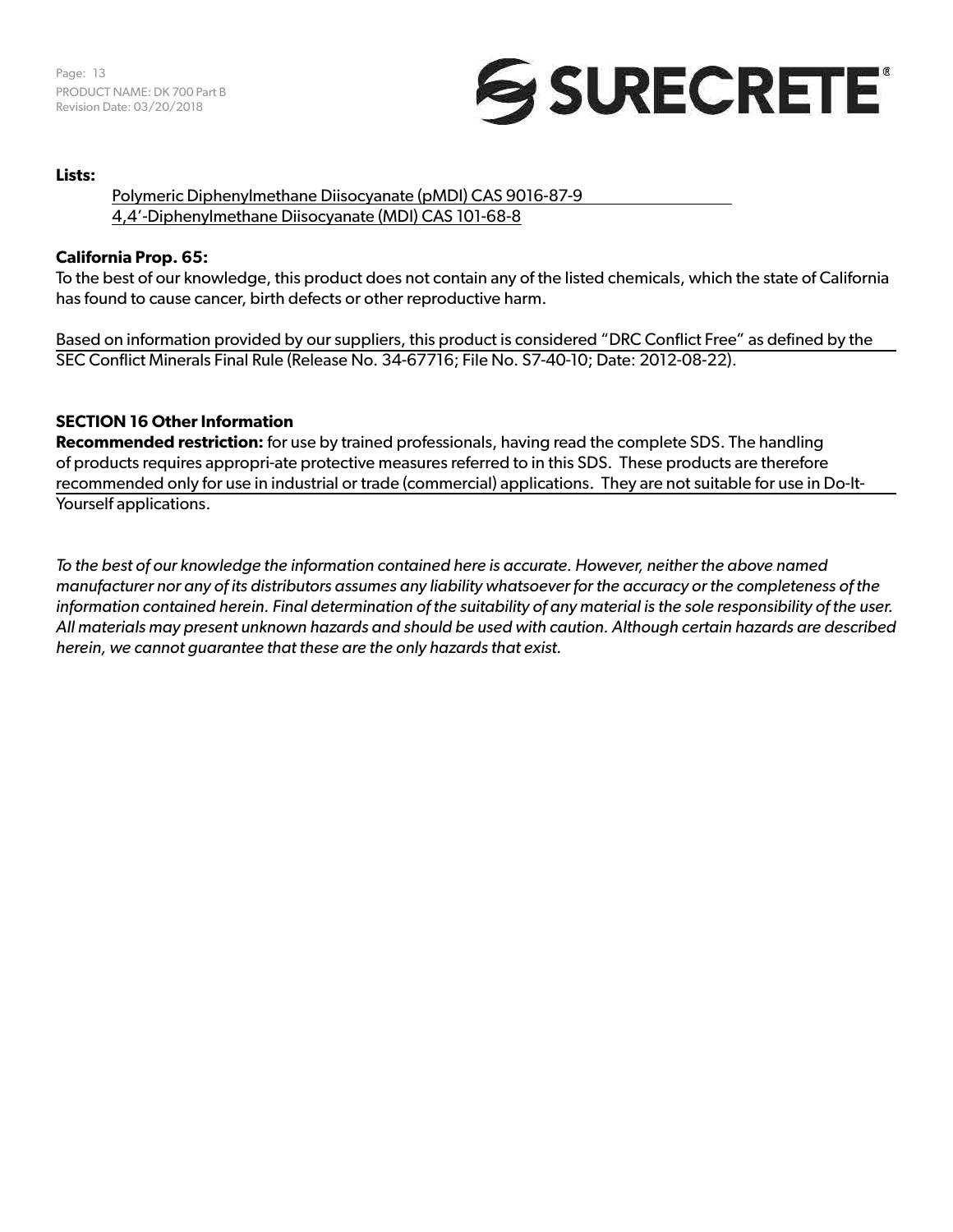**Lists:**

Polymeric Diphenylmethane Diisocyanate (pMDI) CAS 9016-87-9
4,4'-Diphenylmethane Diisocyanate (MDI) CAS 101-68-8

**California Prop. 65:**
To the best of our knowledge, this product does not contain any of the listed chemicals, which the state of California has found to cause cancer, birth defects or other reproductive harm.

Based on information provided by our suppliers, this product is considered "DRC Conflict Free" as defined by the SEC Conflict Minerals Final Rule (Release No. 34-67716; File No. S7-40-10; Date: 2012-08-22).

## SECTION 16 Other Information

**Recommended restriction:** for use by trained professionals, having read the complete SDS. The handling of products requires appropri-ate protective measures referred to in this SDS. These products are therefore recommended only for use in industrial or trade (commercial) applications. They are not suitable for use in Do-It-Yourself applications.

*To the best of our knowledge the information contained here is accurate. However, neither the above named manufacturer nor any of its distributors assumes any liability whatsoever for the accuracy or the completeness of the information contained herein. Final determination of the suitability of any material is the sole responsibility of the user. All materials may present unknown hazards and should be used with caution. Although certain hazards are described herein, we cannot guarantee that these are the only hazards that exist.*